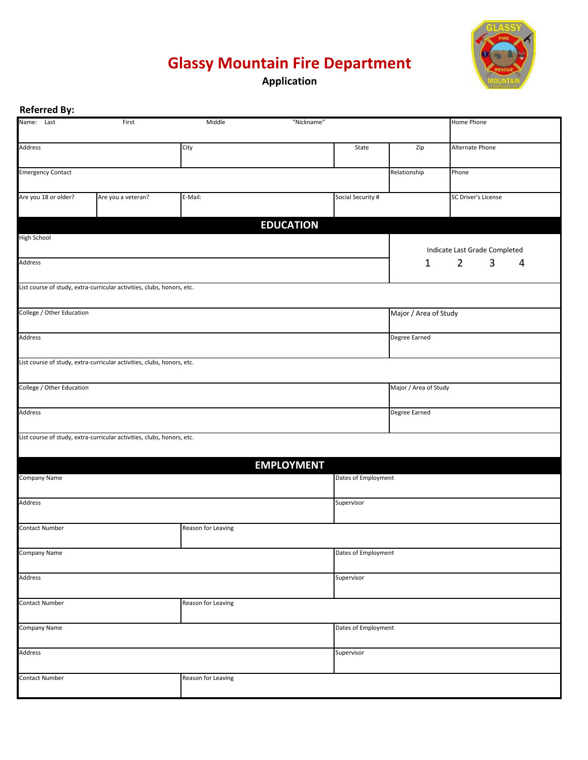# Glassy Mountain Fire Department

## Application

**Referred By:**

| Name: Last | First | Middle | "Nickname" | | Home Phone |
|---|---|---|---|---|---|
| Address | City | | State | Zip | Alternate Phone |
| Emergency Contact | | | | Relationship | Phone |
| Are you 18 or older? | Are you a veteran? | E-Mail: | Social Security # | | SC Driver's License |

## EDUCATION

| | |
|---|---|
| High School | Indicate Last Grade Completed<br>1 2 3 4 |
| Address | |
| List course of study, extra-curricular activities, clubs, honors, etc. | |
| College / Other Education | Major / Area of Study |
| Address | Degree Earned |
| List course of study, extra-curricular activities, clubs, honors, etc. | |
| College / Other Education | Major / Area of Study |
| Address | Degree Earned |
| List course of study, extra-curricular activities, clubs, honors, etc. | |

## EMPLOYMENT

| | | |
|---|---|---|
| Company Name | | Dates of Employment |
| Address | | Supervisor |
| Contact Number | Reason for Leaving | |
| Company Name | | Dates of Employment |
| Address | | Supervisor |
| Contact Number | Reason for Leaving | |
| Company Name | | Dates of Employment |
| Address | | Supervisor |
| Contact Number | Reason for Leaving | |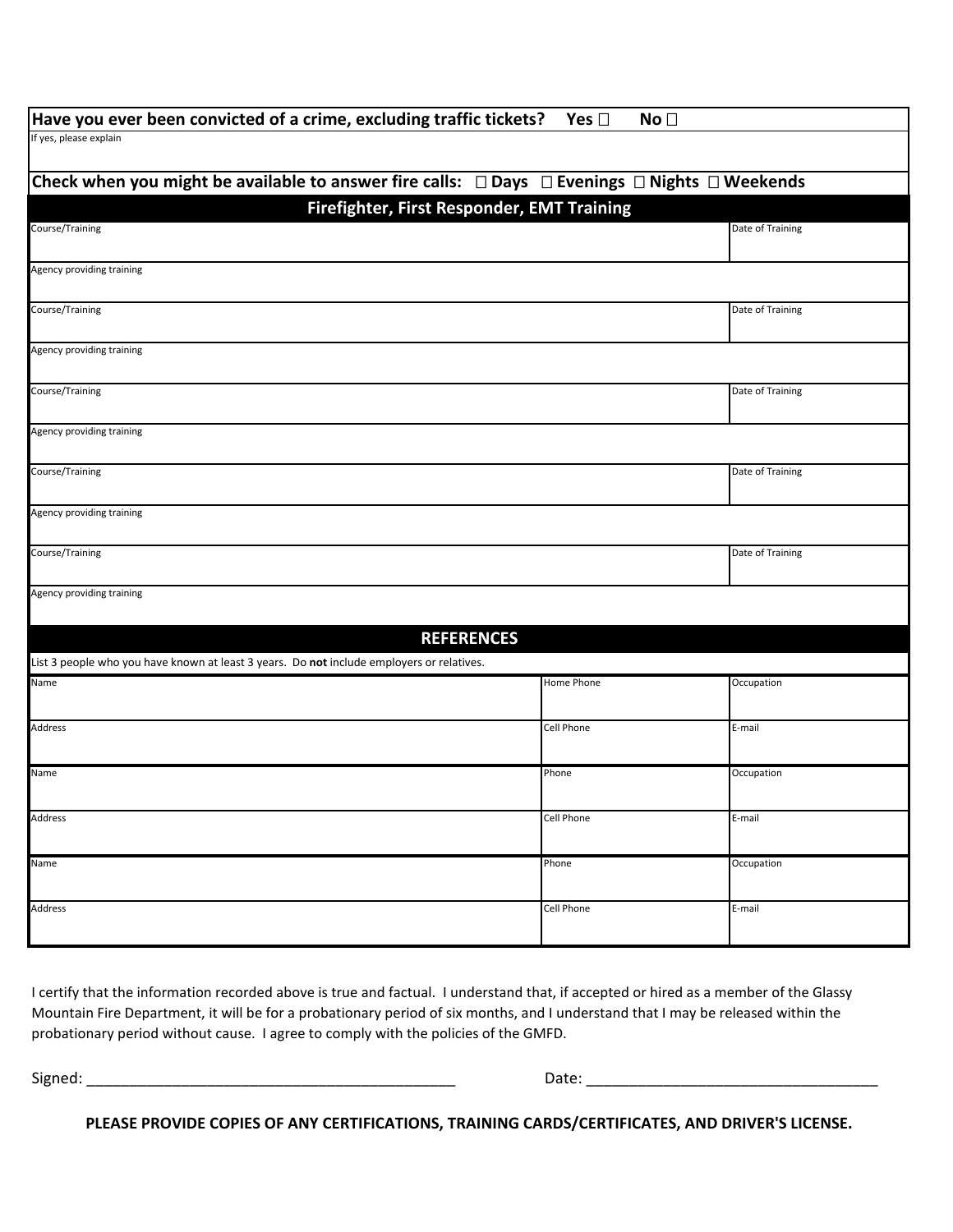**Have you ever been convicted of a crime, excluding traffic tickets?** **Yes** ☐ **No** ☐

If yes, please explain

**Check when you might be available to answer fire calls:** ☐ **Days** ☐ **Evenings** ☐ **Nights** ☐ **Weekends**

## Firefighter, First Responder, EMT Training

| Course/Training | Date of Training |
|---|---|
| Agency providing training | |
| Course/Training | Date of Training |
| Agency providing training | |
| Course/Training | Date of Training |
| Agency providing training | |
| Course/Training | Date of Training |
| Agency providing training | |
| Course/Training | Date of Training |
| Agency providing training | |

## REFERENCES

List 3 people who you have known at least 3 years. Do **not** include employers or relatives.

| Name | Home Phone | Occupation |
|---|---|---|
| Address | Cell Phone | E-mail |
| Name | Phone | Occupation |
| Address | Cell Phone | E-mail |
| Name | Phone | Occupation |
| Address | Cell Phone | E-mail |

I certify that the information recorded above is true and factual. I understand that, if accepted or hired as a member of the Glassy Mountain Fire Department, it will be for a probationary period of six months, and I understand that I may be released within the probationary period without cause. I agree to comply with the policies of the GMFD.

Signed: _____________________________________________ Date: ___________________________________

**PLEASE PROVIDE COPIES OF ANY CERTIFICATIONS, TRAINING CARDS/CERTIFICATES, AND DRIVER'S LICENSE.**